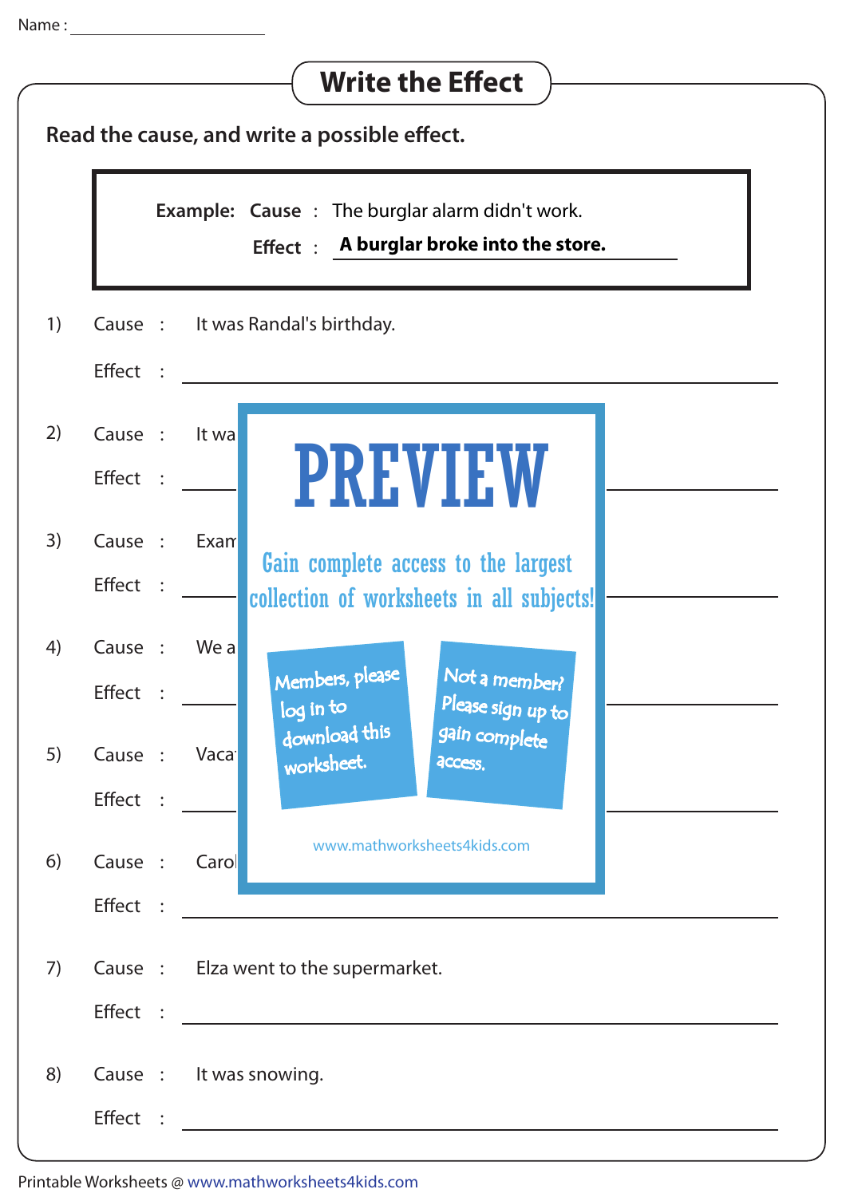Name : ____________________

# Write the Effect

**Read the cause, and write a possible effect.**

> **Example:** **Cause** : The burglar alarm didn't work.
>
> **Effect** : **A burglar broke into the store.**

1) Cause : It was Randal's birthday.

   Effect : ______________________________

2) Cause : It wa

   Effect : ______________________________

3) Cause : Exam

   Effect : ______________________________

4) Cause : We a

   Effect : ______________________________

5) Cause : Vaca

   Effect : ______________________________

6) Cause : Carol

   Effect : ______________________________

7) Cause : Elza went to the supermarket.

   Effect : ______________________________

8) Cause : It was snowing.

   Effect : ______________________________

PREVIEW

Gain complete access to the largest collection of worksheets in all subjects!

Members, please log in to download this worksheet.

Not a member? Please sign up to gain complete access.

www.mathworksheets4kids.com

Printable Worksheets @ www.mathworksheets4kids.com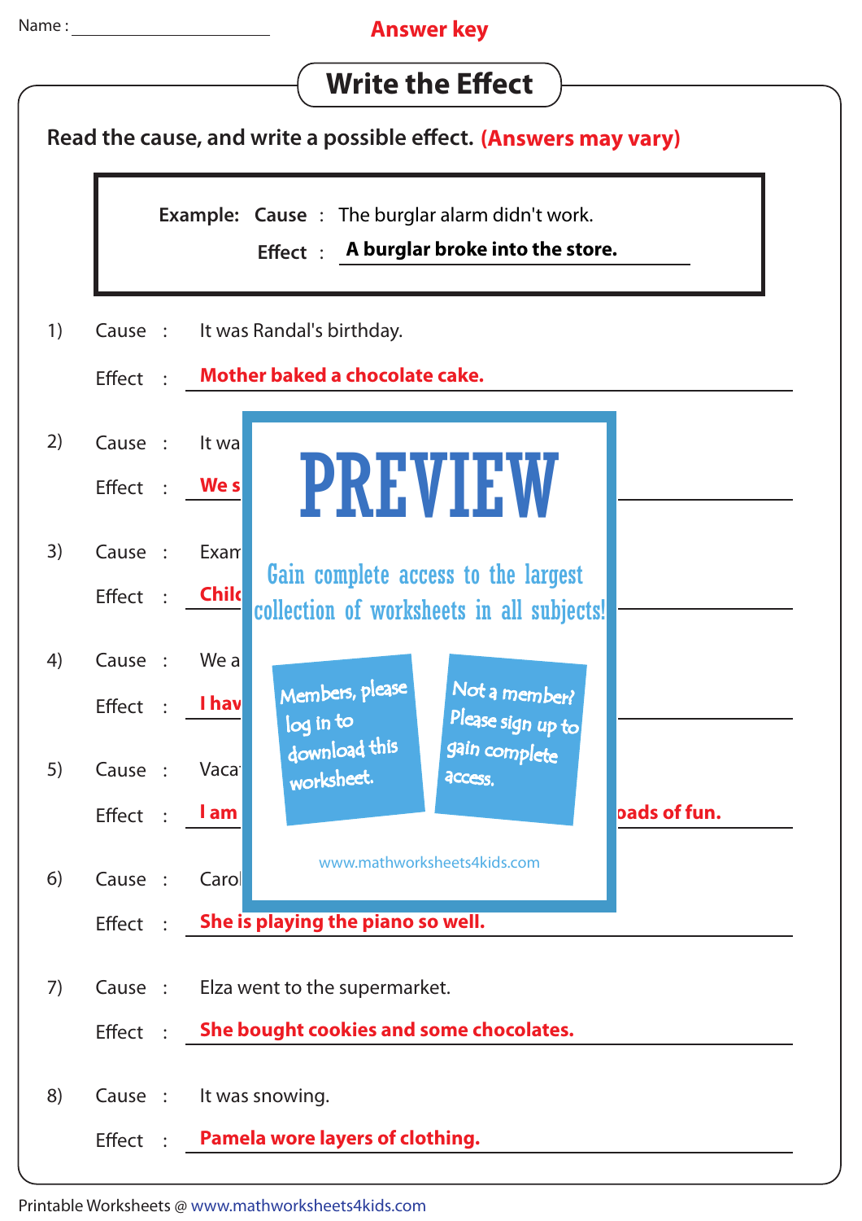Name : ______________________

**Answer key**

# Write the Effect

**Read the cause, and write a possible effect. (Answers may vary)**

**Example:** **Cause** : The burglar alarm didn't work.

**Effect** : **A burglar broke into the store.**

1) Cause : It was Randal's birthday.

Effect : **Mother baked a chocolate cake.**

2) Cause : It wa

Effect : **We s**

3) Cause : Exam

Effect : **Chil**

4) Cause : We a

Effect : **I hav**

5) Cause : Vaca

Effect : **I am** **oads of fun.**

PREVIEW

Gain complete access to the largest collection of worksheets in all subjects!

Members, please log in to download this worksheet.

Not a member? Please sign up to gain complete access.

www.mathworksheets4kids.com

6) Cause : Carol

Effect : **She is playing the piano so well.**

7) Cause : Elza went to the supermarket.

Effect : **She bought cookies and some chocolates.**

8) Cause : It was snowing.

Effect : **Pamela wore layers of clothing.**

Printable Worksheets @ www.mathworksheets4kids.com